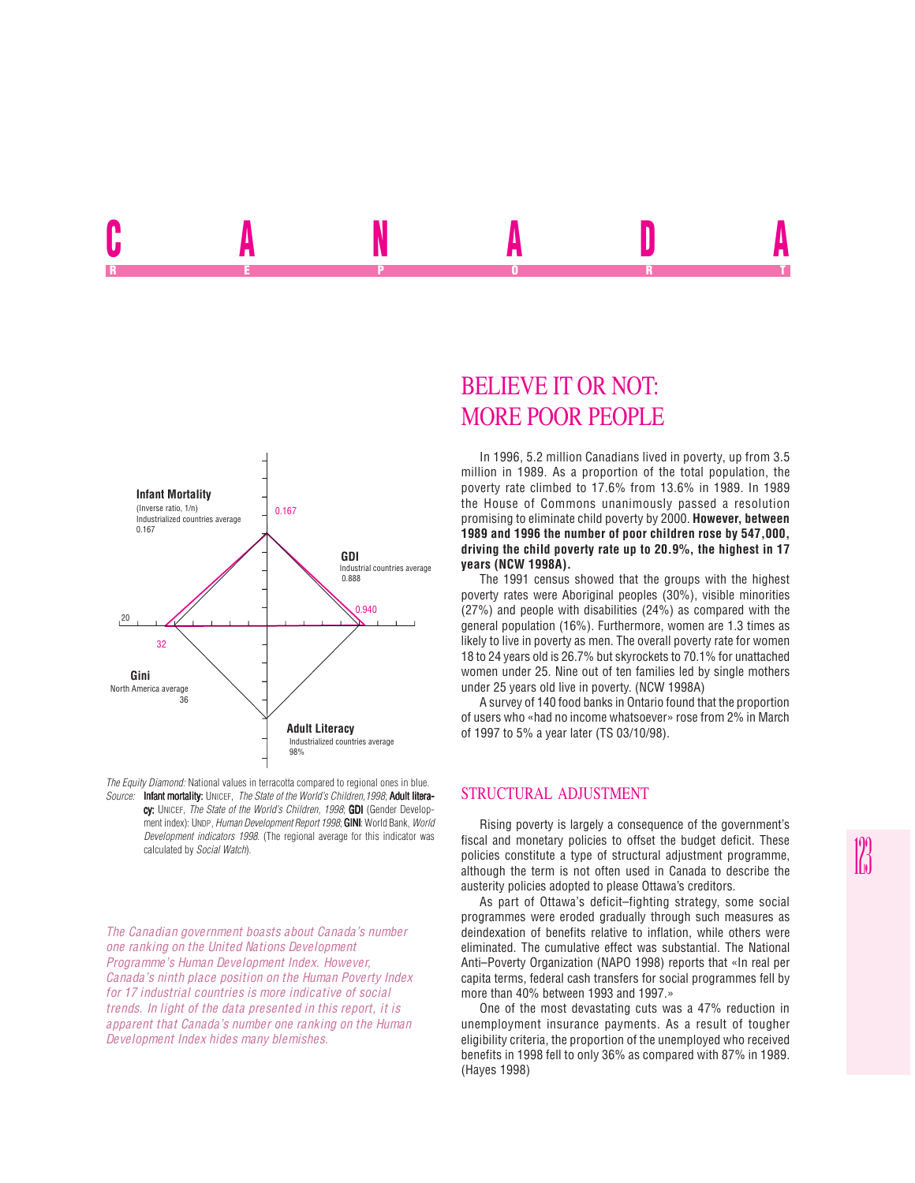# CANADA

REPORT

## BELIEVE IT OR NOT: MORE POOR PEOPLE

Infant Mortality
(Inverse ratio, 1/n)
Industrialized countries average
0.167

0.167

GDI
Industrial countries average
0.888

0.940

20

32

Gini
North America average
36

Adult Literacy
Industrialized countries average
98%

*The Equity Diamond:* National values in terracotta compared to regional ones in blue.
*Source:* **Infant mortality:** UNICEF, *The State of the World's Children,1998*; **Adult literacy:** UNICEF, *The State of the World's Children, 1998*; **GDI** (Gender Development index): UNDP, *Human Development Report 1998*; **GINI**: World Bank, *World Development indicators 1998*. (The regional average for this indicator was calculated by *Social Watch*).

*The Canadian government boasts about Canada's number one ranking on the United Nations Development Programme's Human Development Index. However, Canada's ninth place position on the Human Poverty Index for 17 industrial countries is more indicative of social trends. In light of the data presented in this report, it is apparent that Canada's number one ranking on the Human Development Index hides many blemishes.*

In 1996, 5.2 million Canadians lived in poverty, up from 3.5 million in 1989. As a proportion of the total population, the poverty rate climbed to 17.6% from 13.6% in 1989. In 1989 the House of Commons unanimously passed a resolution promising to eliminate child poverty by 2000. **However, between 1989 and 1996 the number of poor children rose by 547,000, driving the child poverty rate up to 20.9%, the highest in 17 years (NCW 1998A).**

The 1991 census showed that the groups with the highest poverty rates were Aboriginal peoples (30%), visible minorities (27%) and people with disabilities (24%) as compared with the general population (16%). Furthermore, women are 1.3 times as likely to live in poverty as men. The overall poverty rate for women 18 to 24 years old is 26.7% but skyrockets to 70.1% for unattached women under 25. Nine out of ten families led by single mothers under 25 years old live in poverty. (NCW 1998A)

A survey of 140 food banks in Ontario found that the proportion of users who «had no income whatsoever» rose from 2% in March of 1997 to 5% a year later (TS 03/10/98).

## STRUCTURAL ADJUSTMENT

Rising poverty is largely a consequence of the government's fiscal and monetary policies to offset the budget deficit. These policies constitute a type of structural adjustment programme, although the term is not often used in Canada to describe the austerity policies adopted to please Ottawa's creditors.

As part of Ottawa's deficit–fighting strategy, some social programmes were eroded gradually through such measures as deindexation of benefits relative to inflation, while others were eliminated. The cumulative effect was substantial. The National Anti–Poverty Organization (NAPO 1998) reports that «In real per capita terms, federal cash transfers for social programmes fell by more than 40% between 1993 and 1997.»

One of the most devastating cuts was a 47% reduction in unemployment insurance payments. As a result of tougher eligibility criteria, the proportion of the unemployed who received benefits in 1998 fell to only 36% as compared with 87% in 1989. (Hayes 1998)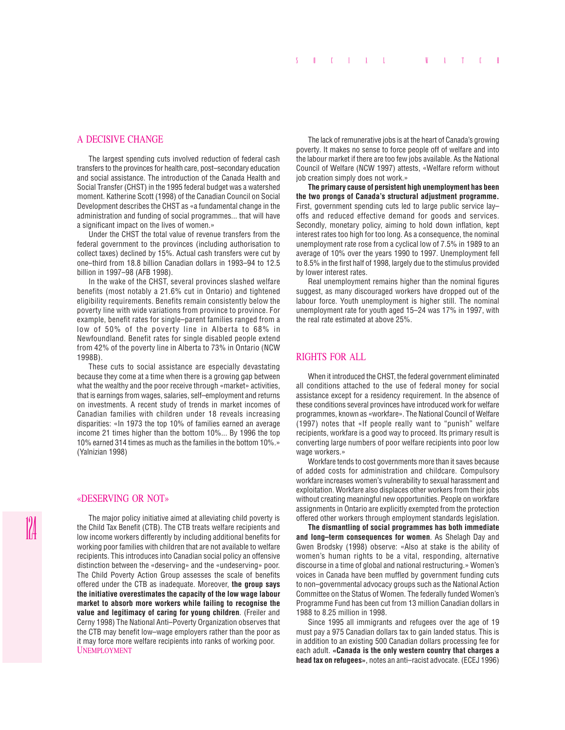## A DECISIVE CHANGE

The largest spending cuts involved reduction of federal cash transfers to the provinces for health care, post–secondary education and social assistance. The introduction of the Canada Health and Social Transfer (CHST) in the 1995 federal budget was a watershed moment. Katherine Scott (1998) of the Canadian Council on Social Development describes the CHST as «a fundamental change in the administration and funding of social programmes... that will have a significant impact on the lives of women.»

Under the CHST the total value of revenue transfers from the federal government to the provinces (including authorisation to collect taxes) declined by 15%. Actual cash transfers were cut by one–third from 18.8 billion Canadian dollars in 1993–94 to 12.5 billion in 1997–98 (AFB 1998).

In the wake of the CHST, several provinces slashed welfare benefits (most notably a 21.6% cut in Ontario) and tightened eligibility requirements. Benefits remain consistently below the poverty line with wide variations from province to province. For example, benefit rates for single–parent families ranged from a low of 50% of the poverty line in Alberta to 68% in Newfoundland. Benefit rates for single disabled people extend from 42% of the poverty line in Alberta to 73% in Ontario (NCW 1998B).

These cuts to social assistance are especially devastating because they come at a time when there is a growing gap between what the wealthy and the poor receive through «market» activities, that is earnings from wages, salaries, self–employment and returns on investments. A recent study of trends in market incomes of Canadian families with children under 18 reveals increasing disparities: «In 1973 the top 10% of families earned an average income 21 times higher than the bottom 10%... By 1996 the top 10% earned 314 times as much as the families in the bottom 10%.» (Yalnizian 1998)

## «DESERVING OR NOT»

The major policy initiative aimed at alleviating child poverty is the Child Tax Benefit (CTB). The CTB treats welfare recipients and low income workers differently by including additional benefits for working poor families with children that are not available to welfare recipients. This introduces into Canadian social policy an offensive distinction between the «deserving» and the «undeserving» poor. The Child Poverty Action Group assesses the scale of benefits offered under the CTB as inadequate. Moreover, **the group says the initiative overestimates the capacity of the low wage labour market to absorb more workers while failing to recognise the value and legitimacy of caring for young children**. (Freiler and Cerny 1998) The National Anti–Poverty Organization observes that the CTB may benefit low–wage employers rather than the poor as it may force more welfare recipients into ranks of working poor.

## UNEMPLOYMENT

The lack of remunerative jobs is at the heart of Canada's growing poverty. It makes no sense to force people off of welfare and into the labour market if there are too few jobs available. As the National Council of Welfare (NCW 1997) attests, «Welfare reform without job creation simply does not work.»

**The primary cause of persistent high unemployment has been the two prongs of Canada's structural adjustment programme.** First, government spending cuts led to large public service lay–offs and reduced effective demand for goods and services. Secondly, monetary policy, aiming to hold down inflation, kept interest rates too high for too long. As a consequence, the nominal unemployment rate rose from a cyclical low of 7.5% in 1989 to an average of 10% over the years 1990 to 1997. Unemployment fell to 8.5% in the first half of 1998, largely due to the stimulus provided by lower interest rates.

Real unemployment remains higher than the nominal figures suggest, as many discouraged workers have dropped out of the labour force. Youth unemployment is higher still. The nominal unemployment rate for youth aged 15–24 was 17% in 1997, with the real rate estimated at above 25%.

## RIGHTS FOR ALL

When it introduced the CHST, the federal government eliminated all conditions attached to the use of federal money for social assistance except for a residency requirement. In the absence of these conditions several provinces have introduced work for welfare programmes, known as «workfare». The National Council of Welfare (1997) notes that «If people really want to "punish" welfare recipients, workfare is a good way to proceed. Its primary result is converting large numbers of poor welfare recipients into poor low wage workers.»

Workfare tends to cost governments more than it saves because of added costs for administration and childcare. Compulsory workfare increases women's vulnerability to sexual harassment and exploitation. Workfare also displaces other workers from their jobs without creating meaningful new opportunities. People on workfare assignments in Ontario are explicitly exempted from the protection offered other workers through employment standards legislation.

**The dismantling of social programmes has both immediate and long–term consequences for women**. As Shelagh Day and Gwen Brodsky (1998) observe: «Also at stake is the ability of women's human rights to be a vital, responding, alternative discourse in a time of global and national restructuring.» Women's voices in Canada have been muffled by government funding cuts to non–governmental advocacy groups such as the National Action Committee on the Status of Women. The federally funded Women's Programme Fund has been cut from 13 million Canadian dollars in 1988 to 8.25 million in 1998.

Since 1995 all immigrants and refugees over the age of 19 must pay a 975 Canadian dollars tax to gain landed status. This is in addition to an existing 500 Canadian dollars processing fee for each adult. **«Canada is the only western country that charges a head tax on refugees»**, notes an anti–racist advocate. (ECEJ 1996)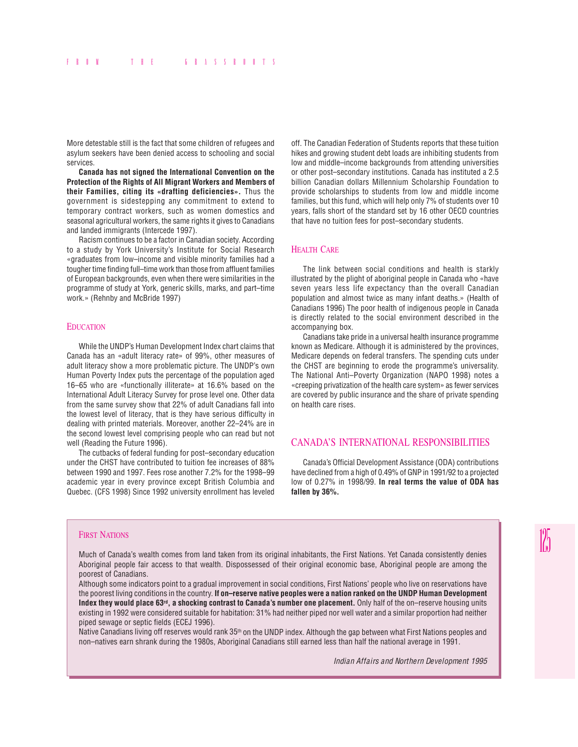More detestable still is the fact that some children of refugees and asylum seekers have been denied access to schooling and social services.

**Canada has not signed the International Convention on the Protection of the Rights of All Migrant Workers and Members of their Families, citing its «drafting deficiencies».** Thus the government is sidestepping any commitment to extend to temporary contract workers, such as women domestics and seasonal agricultural workers, the same rights it gives to Canadians and landed immigrants (Intercede 1997).

Racism continues to be a factor in Canadian society. According to a study by York University's Institute for Social Research «graduates from low–income and visible minority families had a tougher time finding full–time work than those from affluent families of European backgrounds, even when there were similarities in the programme of study at York, generic skills, marks, and part–time work.» (Rehnby and McBride 1997)

## Education

While the UNDP's Human Development Index chart claims that Canada has an «adult literacy rate» of 99%, other measures of adult literacy show a more problematic picture. The UNDP's own Human Poverty Index puts the percentage of the population aged 16–65 who are «functionally illiterate» at 16.6% based on the International Adult Literacy Survey for prose level one. Other data from the same survey show that 22% of adult Canadians fall into the lowest level of literacy, that is they have serious difficulty in dealing with printed materials. Moreover, another 22–24% are in the second lowest level comprising people who can read but not well (Reading the Future 1996).

The cutbacks of federal funding for post–secondary education under the CHST have contributed to tuition fee increases of 88% between 1990 and 1997. Fees rose another 7.2% for the 1998–99 academic year in every province except British Columbia and Quebec. (CFS 1998) Since 1992 university enrollment has leveled off. The Canadian Federation of Students reports that these tuition hikes and growing student debt loads are inhibiting students from low and middle–income backgrounds from attending universities or other post–secondary institutions. Canada has instituted a 2.5 billion Canadian dollars Millennium Scholarship Foundation to provide scholarships to students from low and middle income families, but this fund, which will help only 7% of students over 10 years, falls short of the standard set by 16 other OECD countries that have no tuition fees for post–secondary students.

## Health Care

The link between social conditions and health is starkly illustrated by the plight of aboriginal people in Canada who «have seven years less life expectancy than the overall Canadian population and almost twice as many infant deaths.» (Health of Canadians 1996) The poor health of indigenous people in Canada is directly related to the social environment described in the accompanying box.

Canadians take pride in a universal health insurance programme known as Medicare. Although it is administered by the provinces, Medicare depends on federal transfers. The spending cuts under the CHST are beginning to erode the programme's universality. The National Anti–Poverty Organization (NAPO 1998) notes a «creeping privatization of the health care system» as fewer services are covered by public insurance and the share of private spending on health care rises.

## Canada's International Responsibilities

Canada's Official Development Assistance (ODA) contributions have declined from a high of 0.49% of GNP in 1991/92 to a projected low of 0.27% in 1998/99. **In real terms the value of ODA has fallen by 36%.**

### First Nations

Much of Canada's wealth comes from land taken from its original inhabitants, the First Nations. Yet Canada consistently denies Aboriginal people fair access to that wealth. Dispossessed of their original economic base, Aboriginal people are among the poorest of Canadians.

Although some indicators point to a gradual improvement in social conditions, First Nations' people who live on reservations have the poorest living conditions in the country. **If on–reserve native peoples were a nation ranked on the UNDP Human Development Index they would place 63rd, a shocking contrast to Canada's number one placement.** Only half of the on–reserve housing units existing in 1992 were considered suitable for habitation: 31% had neither piped nor well water and a similar proportion had neither piped sewage or septic fields (ECEJ 1996).

Native Canadians living off reserves would rank 35th on the UNDP index. Although the gap between what First Nations peoples and non–natives earn shrank during the 1980s, Aboriginal Canadians still earned less than half the national average in 1991.

*Indian Affairs and Northern Development 1995*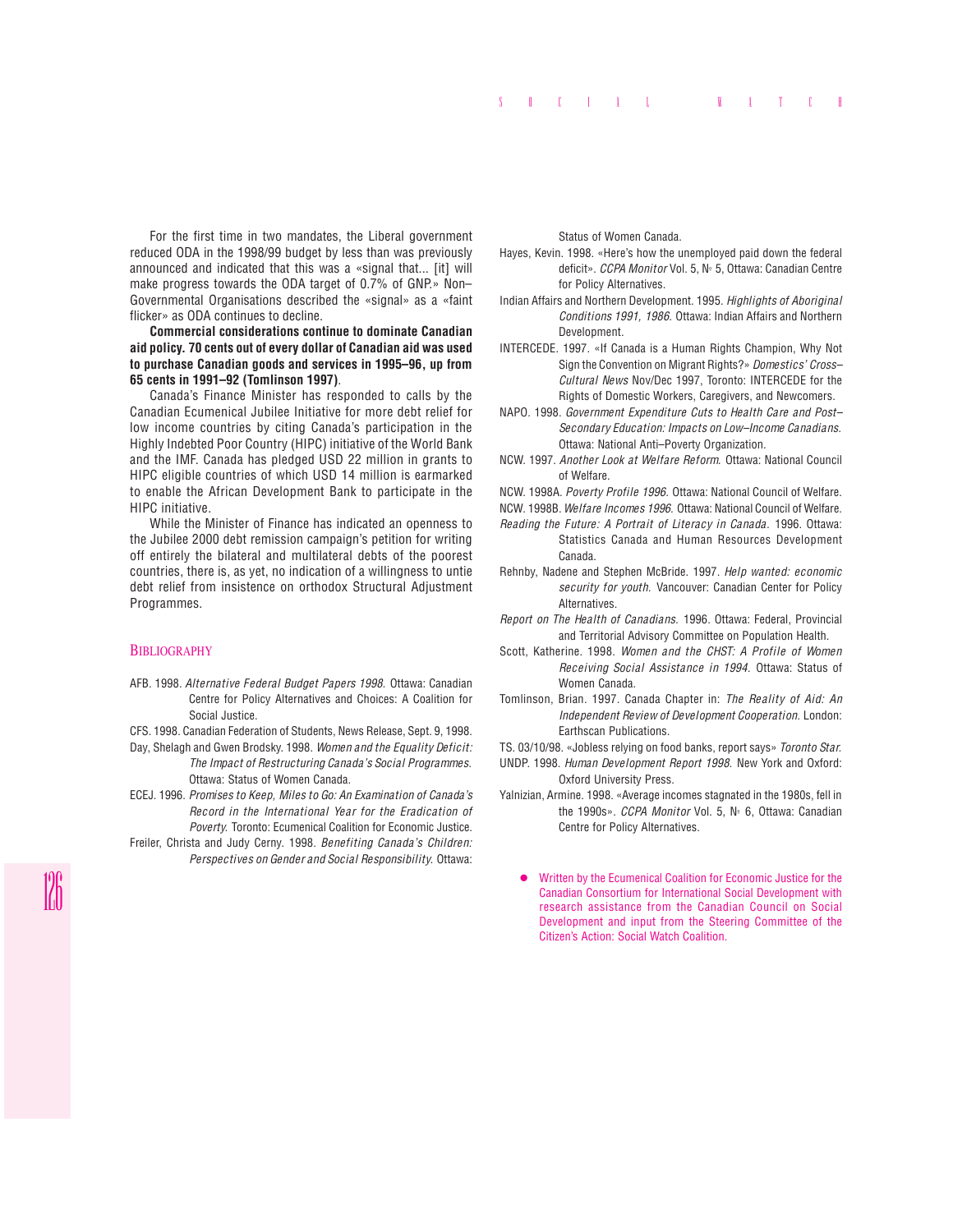For the first time in two mandates, the Liberal government reduced ODA in the 1998/99 budget by less than was previously announced and indicated that this was a «signal that... [it] will make progress towards the ODA target of 0.7% of GNP.» Non–Governmental Organisations described the «signal» as a «faint flicker» as ODA continues to decline.

**Commercial considerations continue to dominate Canadian aid policy. 70 cents out of every dollar of Canadian aid was used to purchase Canadian goods and services in 1995–96, up from 65 cents in 1991–92 (Tomlinson 1997)**.

Canada's Finance Minister has responded to calls by the Canadian Ecumenical Jubilee Initiative for more debt relief for low income countries by citing Canada's participation in the Highly Indebted Poor Country (HIPC) initiative of the World Bank and the IMF. Canada has pledged USD 22 million in grants to HIPC eligible countries of which USD 14 million is earmarked to enable the African Development Bank to participate in the HIPC initiative.

While the Minister of Finance has indicated an openness to the Jubilee 2000 debt remission campaign's petition for writing off entirely the bilateral and multilateral debts of the poorest countries, there is, as yet, no indication of a willingness to untie debt relief from insistence on orthodox Structural Adjustment Programmes.

## Bibliography

AFB. 1998. *Alternative Federal Budget Papers 1998.* Ottawa: Canadian Centre for Policy Alternatives and Choices: A Coalition for Social Justice.

CFS. 1998. Canadian Federation of Students, News Release, Sept. 9, 1998.

Day, Shelagh and Gwen Brodsky. 1998. *Women and the Equality Deficit: The Impact of Restructuring Canada's Social Programmes.* Ottawa: Status of Women Canada.

ECEJ. 1996. *Promises to Keep, Miles to Go: An Examination of Canada's Record in the International Year for the Eradication of Poverty.* Toronto: Ecumenical Coalition for Economic Justice.

Freiler, Christa and Judy Cerny. 1998. *Benefiting Canada's Children: Perspectives on Gender and Social Responsibility.* Ottawa: Status of Women Canada.

Hayes, Kevin. 1998. «Here's how the unemployed paid down the federal deficit». *CCPA Monitor* Vol. 5, Nº 5, Ottawa: Canadian Centre for Policy Alternatives.

Indian Affairs and Northern Development. 1995. *Highlights of Aboriginal Conditions 1991, 1986.* Ottawa: Indian Affairs and Northern Development.

INTERCEDE. 1997. «If Canada is a Human Rights Champion, Why Not Sign the Convention on Migrant Rights?» *Domestics' Cross–Cultural News* Nov/Dec 1997, Toronto: INTERCEDE for the Rights of Domestic Workers, Caregivers, and Newcomers.

NAPO. 1998. *Government Expenditure Cuts to Health Care and Post–Secondary Education: Impacts on Low–Income Canadians.* Ottawa: National Anti–Poverty Organization.

NCW. 1997. *Another Look at Welfare Reform.* Ottawa: National Council of Welfare.

NCW. 1998A. *Poverty Profile 1996.* Ottawa: National Council of Welfare.

NCW. 1998B. *Welfare Incomes 1996.* Ottawa: National Council of Welfare.

*Reading the Future: A Portrait of Literacy in Canada.* 1996. Ottawa: Statistics Canada and Human Resources Development Canada.

Rehnby, Nadene and Stephen McBride. 1997. *Help wanted: economic security for youth.* Vancouver: Canadian Center for Policy Alternatives.

*Report on The Health of Canadians.* 1996. Ottawa: Federal, Provincial and Territorial Advisory Committee on Population Health.

Scott, Katherine. 1998. *Women and the CHST: A Profile of Women Receiving Social Assistance in 1994.* Ottawa: Status of Women Canada.

Tomlinson, Brian. 1997. Canada Chapter in: *The Reality of Aid: An Independent Review of Development Cooperation.* London: Earthscan Publications.

TS. 03/10/98. «Jobless relying on food banks, report says» *Toronto Star.*

UNDP. 1998. *Human Development Report 1998.* New York and Oxford: Oxford University Press.

Yalnizian, Armine. 1998. «Average incomes stagnated in the 1980s, fell in the 1990s». *CCPA Monitor* Vol. 5, Nº 6, Ottawa: Canadian Centre for Policy Alternatives.

- Written by the Ecumenical Coalition for Economic Justice for the Canadian Consortium for International Social Development with research assistance from the Canadian Council on Social Development and input from the Steering Committee of the Citizen's Action: Social Watch Coalition.